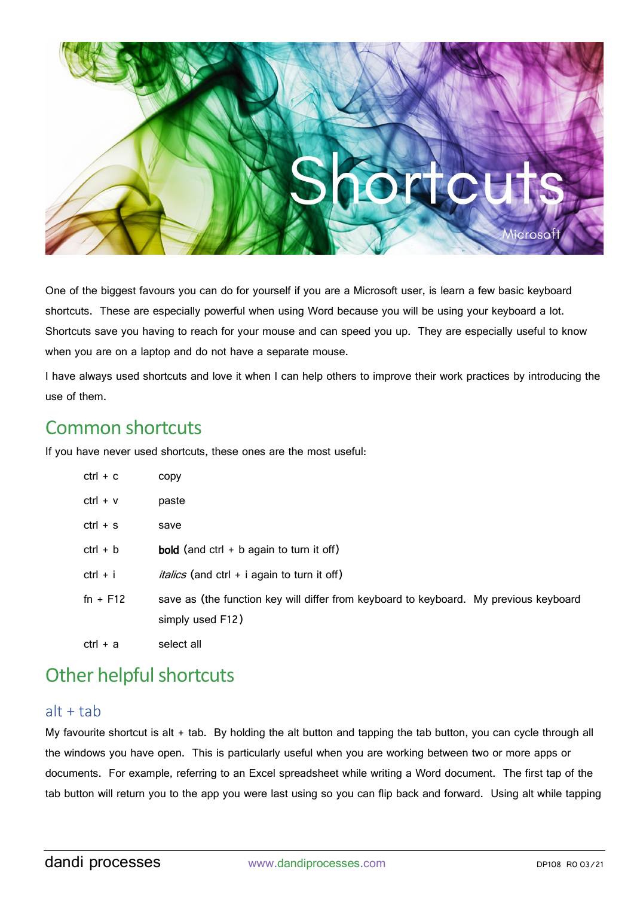# Shortcuts

Microsoft

One of the biggest favours you can do for yourself if you are a Microsoft user, is learn a few basic keyboard shortcuts. These are especially powerful when using Word because you will be using your keyboard a lot. Shortcuts save you having to reach for your mouse and can speed you up. They are especially useful to know when you are on a laptop and do not have a separate mouse.

I have always used shortcuts and love it when I can help others to improve their work practices by introducing the use of them.

## Common shortcuts

If you have never used shortcuts, these ones are the most useful:

| | |
|---|---|
| ctrl + c | copy |
| ctrl + v | paste |
| ctrl + s | save |
| ctrl + b | **bold** (and ctrl + b again to turn it off) |
| ctrl + i | *italics* (and ctrl + i again to turn it off) |
| fn + F12 | save as (the function key will differ from keyboard to keyboard. My previous keyboard simply used F12) |
| ctrl + a | select all |

## Other helpful shortcuts

### alt + tab

My favourite shortcut is alt + tab. By holding the alt button and tapping the tab button, you can cycle through all the windows you have open. This is particularly useful when you are working between two or more apps or documents. For example, referring to an Excel spreadsheet while writing a Word document. The first tap of the tab button will return you to the app you were last using so you can flip back and forward. Using alt while tapping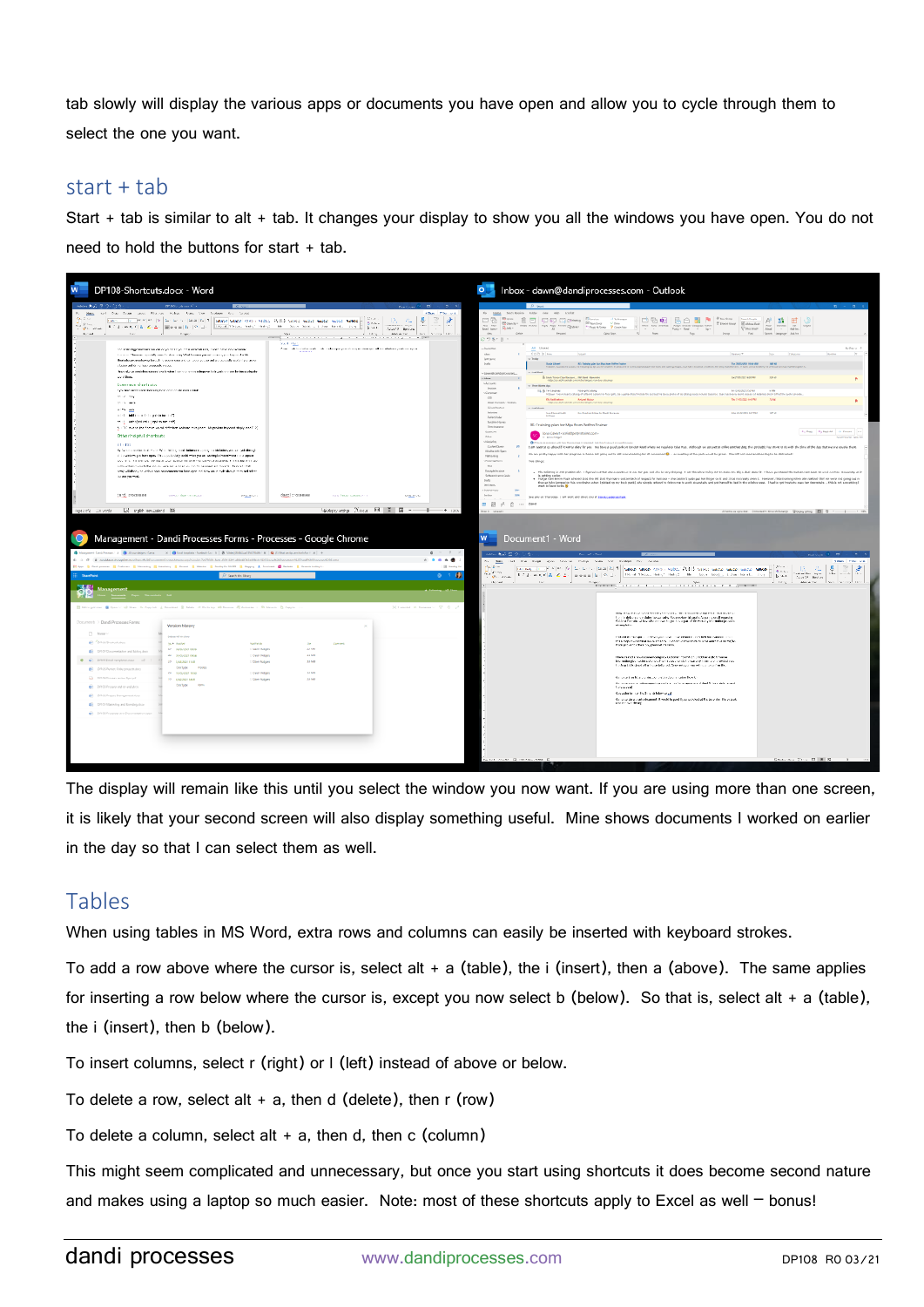tab slowly will display the various apps or documents you have open and allow you to cycle through them to select the one you want.

## start + tab

Start + tab is similar to alt + tab. It changes your display to show you all the windows you have open. You do not need to hold the buttons for start + tab.

The display will remain like this until you select the window you now want. If you are using more than one screen, it is likely that your second screen will also display something useful. Mine shows documents I worked on earlier in the day so that I can select them as well.

## Tables

When using tables in MS Word, extra rows and columns can easily be inserted with keyboard strokes.

To add a row above where the cursor is, select alt + a (table), the i (insert), then a (above). The same applies for inserting a row below where the cursor is, except you now select b (below). So that is, select alt + a (table), the i (insert), then b (below).

To insert columns, select r (right) or l (left) instead of above or below.

To delete a row, select alt + a, then d (delete), then r (row)

To delete a column, select alt + a, then d, then c (column)

This might seem complicated and unnecessary, but once you start using shortcuts it does become second nature and makes using a laptop so much easier. Note: most of these shortcuts apply to Excel as well – bonus!